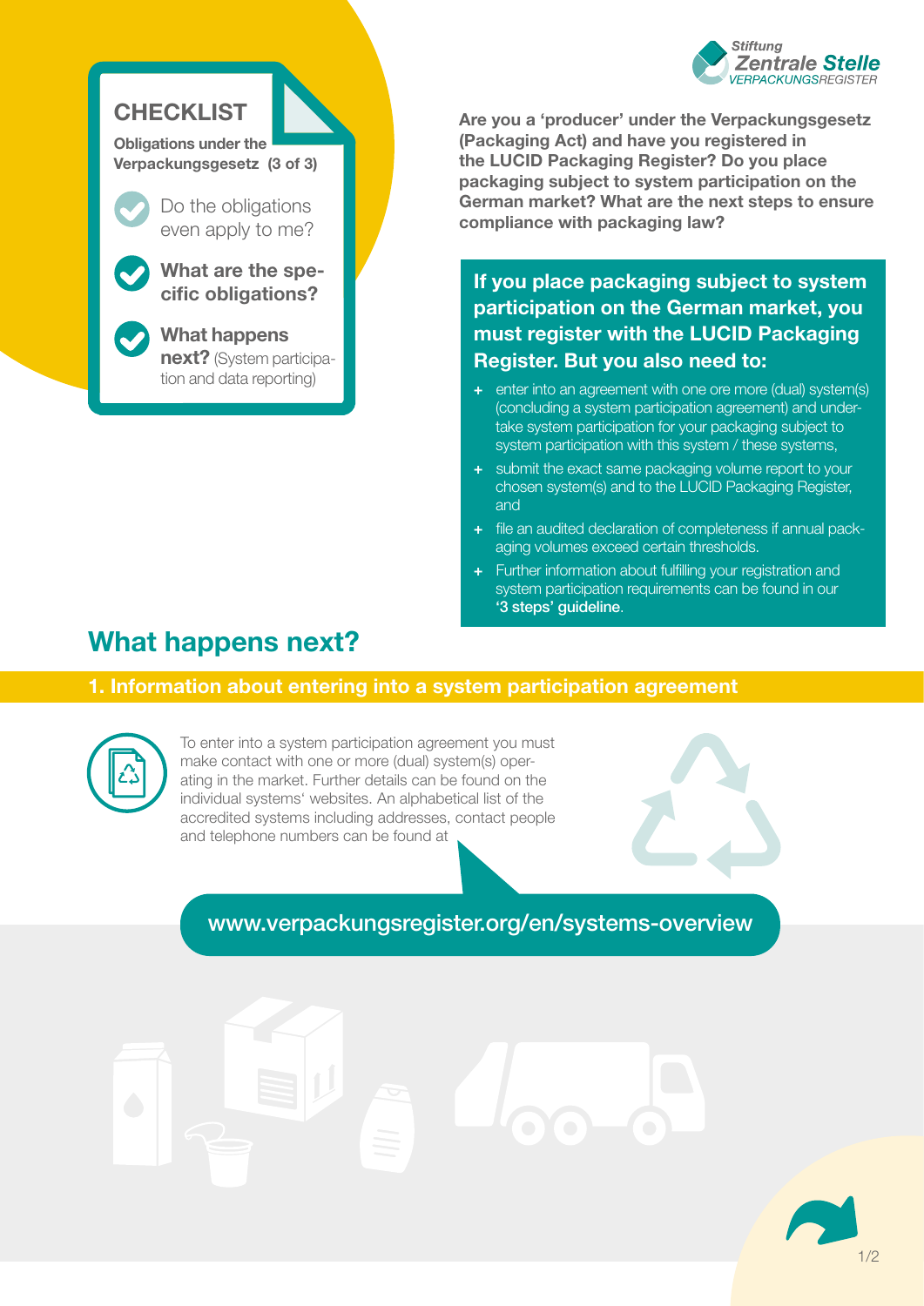Stiftung Zentrale Stelle VERPACKUNGSREGISTER

**CHECKLIST**

**Obligations under the Verpackungsgesetz (3 of 3)**

- Do the obligations even apply to me?
- **What are the specific obligations?**
- **What happens next?** (System participation and data reporting)

**Are you a 'producer' under the Verpackungsgesetz (Packaging Act) and have you registered in the LUCID Packaging Register? Do you place packaging subject to system participation on the German market? What are the next steps to ensure compliance with packaging law?**

**If you place packaging subject to system participation on the German market, you must register with the LUCID Packaging Register. But you also need to:**

+ enter into an agreement with one ore more (dual) system(s) (concluding a system participation agreement) and undertake system participation for your packaging subject to system participation with this system / these systems,
+ submit the exact same packaging volume report to your chosen system(s) and to the LUCID Packaging Register, and
+ file an audited declaration of completeness if annual packaging volumes exceed certain thresholds.
+ Further information about fulfilling your registration and system participation requirements can be found in our '3 steps' guideline.

# What happens next?

## 1. Information about entering into a system participation agreement

To enter into a system participation agreement you must make contact with one or more (dual) system(s) operating in the market. Further details can be found on the individual systems' websites. An alphabetical list of the accredited systems including addresses, contact people and telephone numbers can be found at

www.verpackungsregister.org/en/systems-overview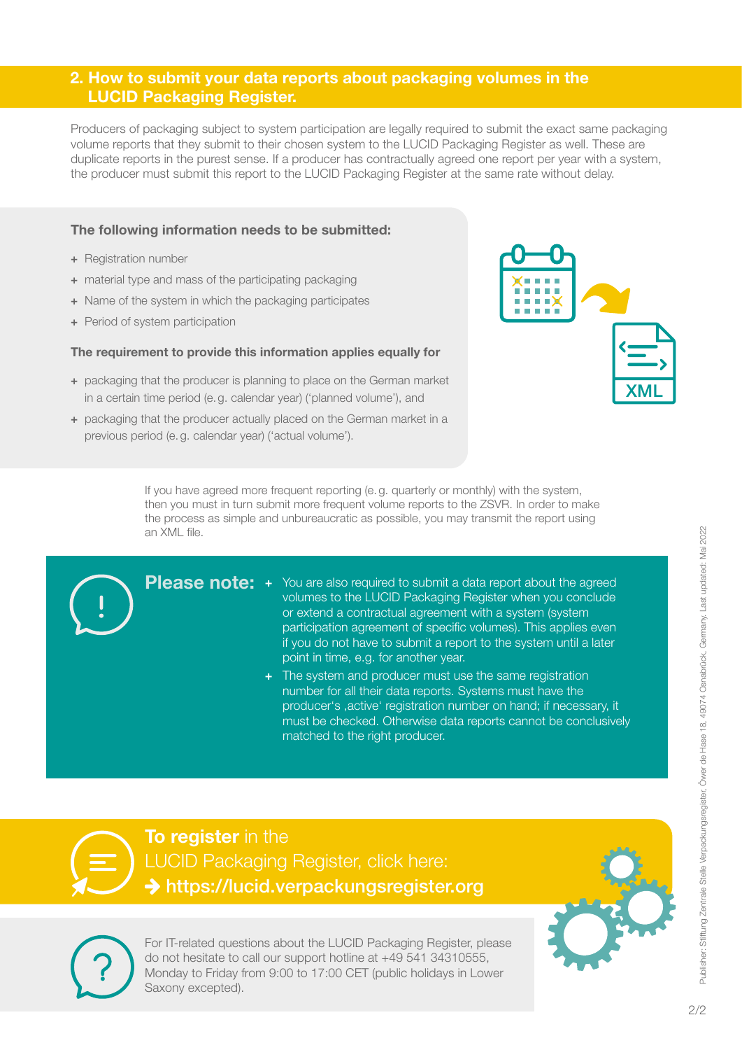## 2. How to submit your data reports about packaging volumes in the LUCID Packaging Register.

Producers of packaging subject to system participation are legally required to submit the exact same packaging volume reports that they submit to their chosen system to the LUCID Packaging Register as well. These are duplicate reports in the purest sense. If a producer has contractually agreed one report per year with a system, the producer must submit this report to the LUCID Packaging Register at the same rate without delay.

**The following information needs to be submitted:**

- Registration number
- material type and mass of the participating packaging
- Name of the system in which the packaging participates
- Period of system participation

**The requirement to provide this information applies equally for**

- packaging that the producer is planning to place on the German market in a certain time period (e. g. calendar year) ('planned volume'), and
- packaging that the producer actually placed on the German market in a previous period (e. g. calendar year) ('actual volume').

If you have agreed more frequent reporting (e. g. quarterly or monthly) with the system, then you must in turn submit more frequent volume reports to the ZSVR. In order to make the process as simple and unbureaucratic as possible, you may transmit the report using an XML file.

**Please note:**

- You are also required to submit a data report about the agreed volumes to the LUCID Packaging Register when you conclude or extend a contractual agreement with a system (system participation agreement of specific volumes). This applies even if you do not have to submit a report to the system until a later point in time, e.g. for another year.
- The system and producer must use the same registration number for all their data reports. Systems must have the producer's ‚active' registration number on hand; if necessary, it must be checked. Otherwise data reports cannot be conclusively matched to the right producer.

**To register** in the LUCID Packaging Register, click here:
→ **https://lucid.verpackungsregister.org**

For IT-related questions about the LUCID Packaging Register, please do not hesitate to call our support hotline at +49 541 34310555, Monday to Friday from 9:00 to 17:00 CET (public holidays in Lower Saxony excepted).

Publisher: Stiftung Zentrale Stelle Verpackungsregister, Öwer de Hase 18, 49074 Osnabrück, Germany. Last updated: Mai 2022